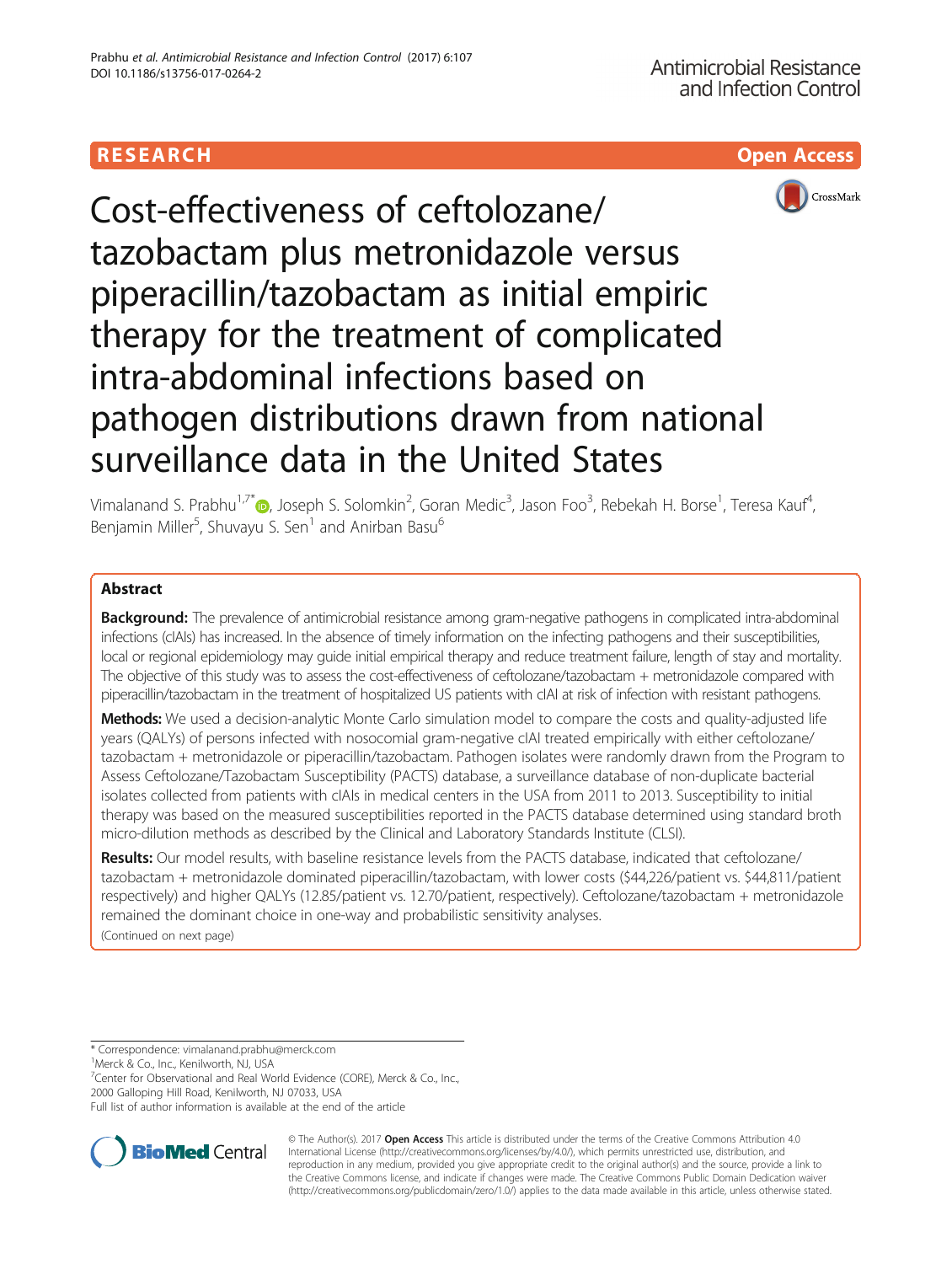RESEARCH

Open Access

# Cost-effectiveness of ceftolozane/tazobactam plus metronidazole versus piperacillin/tazobactam as initial empiric therapy for the treatment of complicated intra-abdominal infections based on pathogen distributions drawn from national surveillance data in the United States

Vimalanand S. Prabhu[1,7*], Joseph S. Solomkin[2], Goran Medic[3], Jason Foo[3], Rebekah H. Borse[1], Teresa Kauf[4], Benjamin Miller[5], Shuvayu S. Sen[1] and Anirban Basu[6]

## Abstract

**Background:** The prevalence of antimicrobial resistance among gram-negative pathogens in complicated intra-abdominal infections (cIAIs) has increased. In the absence of timely information on the infecting pathogens and their susceptibilities, local or regional epidemiology may guide initial empirical therapy and reduce treatment failure, length of stay and mortality. The objective of this study was to assess the cost-effectiveness of ceftolozane/tazobactam + metronidazole compared with piperacillin/tazobactam in the treatment of hospitalized US patients with cIAI at risk of infection with resistant pathogens.

**Methods:** We used a decision-analytic Monte Carlo simulation model to compare the costs and quality-adjusted life years (QALYs) of persons infected with nosocomial gram-negative cIAI treated empirically with either ceftolozane/tazobactam + metronidazole or piperacillin/tazobactam. Pathogen isolates were randomly drawn from the Program to Assess Ceftolozane/Tazobactam Susceptibility (PACTS) database, a surveillance database of non-duplicate bacterial isolates collected from patients with cIAIs in medical centers in the USA from 2011 to 2013. Susceptibility to initial therapy was based on the measured susceptibilities reported in the PACTS database determined using standard broth micro-dilution methods as described by the Clinical and Laboratory Standards Institute (CLSI).

**Results:** Our model results, with baseline resistance levels from the PACTS database, indicated that ceftolozane/tazobactam + metronidazole dominated piperacillin/tazobactam, with lower costs ($44,226/patient vs. $44,811/patient respectively) and higher QALYs (12.85/patient vs. 12.70/patient, respectively). Ceftolozane/tazobactam + metronidazole remained the dominant choice in one-way and probabilistic sensitivity analyses.

(Continued on next page)

* Correspondence: vimalanand.prabhu@merck.com
[1]Merck & Co., Inc., Kenilworth, NJ, USA
[7]Center for Observational and Real World Evidence (CORE), Merck & Co., Inc., 2000 Galloping Hill Road, Kenilworth, NJ 07033, USA
Full list of author information is available at the end of the article

© The Author(s). 2017 **Open Access** This article is distributed under the terms of the Creative Commons Attribution 4.0 International License (http://creativecommons.org/licenses/by/4.0/), which permits unrestricted use, distribution, and reproduction in any medium, provided you give appropriate credit to the original author(s) and the source, provide a link to the Creative Commons license, and indicate if changes were made. The Creative Commons Public Domain Dedication waiver (http://creativecommons.org/publicdomain/zero/1.0/) applies to the data made available in this article, unless otherwise stated.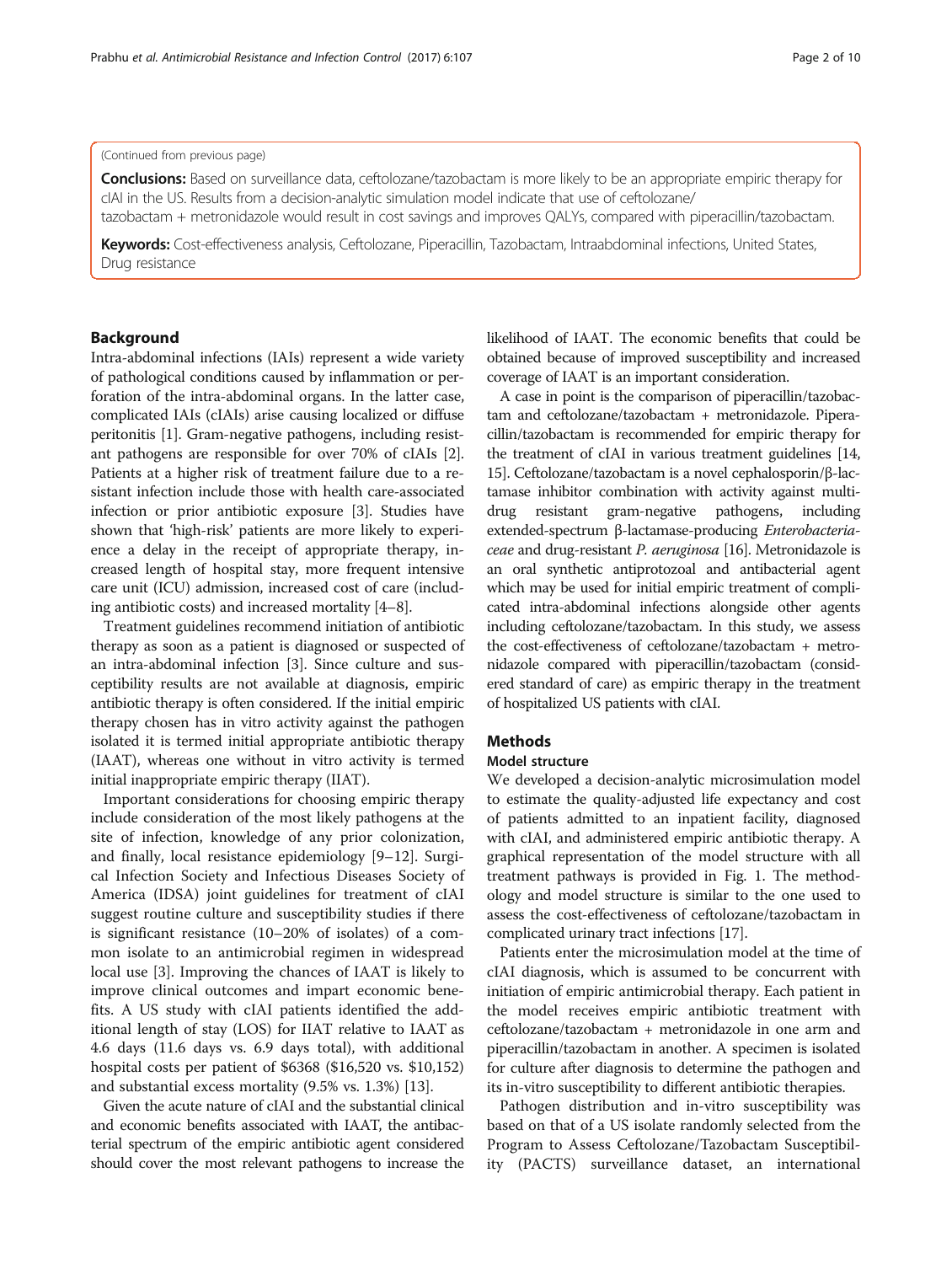(Continued from previous page)

**Conclusions:** Based on surveillance data, ceftolozane/tazobactam is more likely to be an appropriate empiric therapy for cIAI in the US. Results from a decision-analytic simulation model indicate that use of ceftolozane/tazobactam + metronidazole would result in cost savings and improves QALYs, compared with piperacillin/tazobactam.

**Keywords:** Cost-effectiveness analysis, Ceftolozane, Piperacillin, Tazobactam, Intraabdominal infections, United States, Drug resistance

## Background

Intra-abdominal infections (IAIs) represent a wide variety of pathological conditions caused by inflammation or perforation of the intra-abdominal organs. In the latter case, complicated IAIs (cIAIs) arise causing localized or diffuse peritonitis [1]. Gram-negative pathogens, including resistant pathogens are responsible for over 70% of cIAIs [2]. Patients at a higher risk of treatment failure due to a resistant infection include those with health care-associated infection or prior antibiotic exposure [3]. Studies have shown that 'high-risk' patients are more likely to experience a delay in the receipt of appropriate therapy, increased length of hospital stay, more frequent intensive care unit (ICU) admission, increased cost of care (including antibiotic costs) and increased mortality [4–8].

Treatment guidelines recommend initiation of antibiotic therapy as soon as a patient is diagnosed or suspected of an intra-abdominal infection [3]. Since culture and susceptibility results are not available at diagnosis, empiric antibiotic therapy is often considered. If the initial empiric therapy chosen has in vitro activity against the pathogen isolated it is termed initial appropriate antibiotic therapy (IAAT), whereas one without in vitro activity is termed initial inappropriate empiric therapy (IIAT).

Important considerations for choosing empiric therapy include consideration of the most likely pathogens at the site of infection, knowledge of any prior colonization, and finally, local resistance epidemiology [9–12]. Surgical Infection Society and Infectious Diseases Society of America (IDSA) joint guidelines for treatment of cIAI suggest routine culture and susceptibility studies if there is significant resistance (10–20% of isolates) of a common isolate to an antimicrobial regimen in widespread local use [3]. Improving the chances of IAAT is likely to improve clinical outcomes and impart economic benefits. A US study with cIAI patients identified the additional length of stay (LOS) for IIAT relative to IAAT as 4.6 days (11.6 days vs. 6.9 days total), with additional hospital costs per patient of $6368 ($16,520 vs. $10,152) and substantial excess mortality (9.5% vs. 1.3%) [13].

Given the acute nature of cIAI and the substantial clinical and economic benefits associated with IAAT, the antibacterial spectrum of the empiric antibiotic agent considered should cover the most relevant pathogens to increase the likelihood of IAAT. The economic benefits that could be obtained because of improved susceptibility and increased coverage of IAAT is an important consideration.

A case in point is the comparison of piperacillin/tazobactam and ceftolozane/tazobactam + metronidazole. Piperacillin/tazobactam is recommended for empiric therapy for the treatment of cIAI in various treatment guidelines [14, 15]. Ceftolozane/tazobactam is a novel cephalosporin/β-lactamase inhibitor combination with activity against multidrug resistant gram-negative pathogens, including extended-spectrum β-lactamase-producing *Enterobacteriaceae* and drug-resistant *P. aeruginosa* [16]. Metronidazole is an oral synthetic antiprotozoal and antibacterial agent which may be used for initial empiric treatment of complicated intra-abdominal infections alongside other agents including ceftolozane/tazobactam. In this study, we assess the cost-effectiveness of ceftolozane/tazobactam + metronidazole compared with piperacillin/tazobactam (considered standard of care) as empiric therapy in the treatment of hospitalized US patients with cIAI.

## Methods

### Model structure

We developed a decision-analytic microsimulation model to estimate the quality-adjusted life expectancy and cost of patients admitted to an inpatient facility, diagnosed with cIAI, and administered empiric antibiotic therapy. A graphical representation of the model structure with all treatment pathways is provided in Fig. 1. The methodology and model structure is similar to the one used to assess the cost-effectiveness of ceftolozane/tazobactam in complicated urinary tract infections [17].

Patients enter the microsimulation model at the time of cIAI diagnosis, which is assumed to be concurrent with initiation of empiric antimicrobial therapy. Each patient in the model receives empiric antibiotic treatment with ceftolozane/tazobactam + metronidazole in one arm and piperacillin/tazobactam in another. A specimen is isolated for culture after diagnosis to determine the pathogen and its in-vitro susceptibility to different antibiotic therapies.

Pathogen distribution and in-vitro susceptibility was based on that of a US isolate randomly selected from the Program to Assess Ceftolozane/Tazobactam Susceptibility (PACTS) surveillance dataset, an international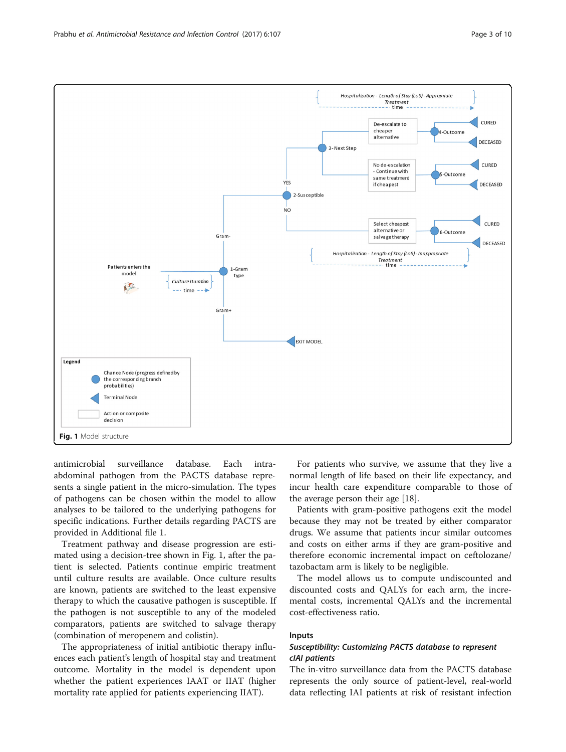Fig. 1 Model structure

antimicrobial surveillance database. Each intra-abdominal pathogen from the PACTS database represents a single patient in the micro-simulation. The types of pathogens can be chosen within the model to allow analyses to be tailored to the underlying pathogens for specific indications. Further details regarding PACTS are provided in Additional file 1.

Treatment pathway and disease progression are estimated using a decision-tree shown in Fig. 1, after the patient is selected. Patients continue empiric treatment until culture results are available. Once culture results are known, patients are switched to the least expensive therapy to which the causative pathogen is susceptible. If the pathogen is not susceptible to any of the modeled comparators, patients are switched to salvage therapy (combination of meropenem and colistin).

The appropriateness of initial antibiotic therapy influences each patient's length of hospital stay and treatment outcome. Mortality in the model is dependent upon whether the patient experiences IAAT or IIAT (higher mortality rate applied for patients experiencing IIAT).

For patients who survive, we assume that they live a normal length of life based on their life expectancy, and incur health care expenditure comparable to those of the average person their age [18].

Patients with gram-positive pathogens exit the model because they may not be treated by either comparator drugs. We assume that patients incur similar outcomes and costs on either arms if they are gram-positive and therefore economic incremental impact on ceftolozane/tazobactam arm is likely to be negligible.

The model allows us to compute undiscounted and discounted costs and QALYs for each arm, the incremental costs, incremental QALYs and the incremental cost-effectiveness ratio.

## Inputs

### *Susceptibility: Customizing PACTS database to represent cIAI patients*

The in-vitro surveillance data from the PACTS database represents the only source of patient-level, real-world data reflecting IAI patients at risk of resistant infection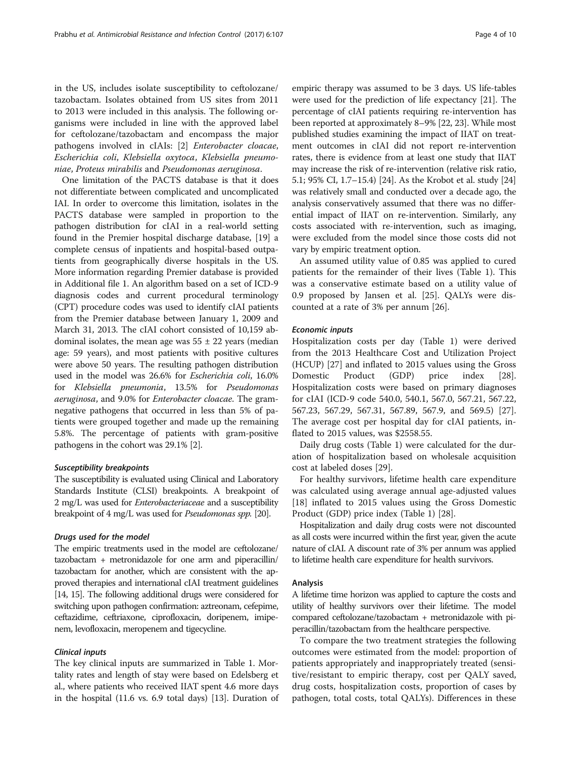in the US, includes isolate susceptibility to ceftolozane/tazobactam. Isolates obtained from US sites from 2011 to 2013 were included in this analysis. The following organisms were included in line with the approved label for ceftolozane/tazobactam and encompass the major pathogens involved in cIAIs: [2] *Enterobacter cloacae*, *Escherichia coli*, *Klebsiella oxytoca*, *Klebsiella pneumoniae*, *Proteus mirabilis* and *Pseudomonas aeruginosa*.

One limitation of the PACTS database is that it does not differentiate between complicated and uncomplicated IAI. In order to overcome this limitation, isolates in the PACTS database were sampled in proportion to the pathogen distribution for cIAI in a real-world setting found in the Premier hospital discharge database, [19] a complete census of inpatients and hospital-based outpatients from geographically diverse hospitals in the US. More information regarding Premier database is provided in Additional file 1. An algorithm based on a set of ICD-9 diagnosis codes and current procedural terminology (CPT) procedure codes was used to identify cIAI patients from the Premier database between January 1, 2009 and March 31, 2013. The cIAI cohort consisted of 10,159 abdominal isolates, the mean age was 55 ± 22 years (median age: 59 years), and most patients with positive cultures were above 50 years. The resulting pathogen distribution used in the model was 26.6% for *Escherichia coli*, 16.0% for *Klebsiella pneumonia*, 13.5% for *Pseudomonas aeruginosa*, and 9.0% for *Enterobacter cloacae*. The gram-negative pathogens that occurred in less than 5% of patients were grouped together and made up the remaining 5.8%. The percentage of patients with gram-positive pathogens in the cohort was 29.1% [2].

#### *Susceptibility breakpoints*

The susceptibility is evaluated using Clinical and Laboratory Standards Institute (CLSI) breakpoints. A breakpoint of 2 mg/L was used for *Enterobacteriaceae* and a susceptibility breakpoint of 4 mg/L was used for *Pseudomonas spp.* [20].

#### *Drugs used for the model*

The empiric treatments used in the model are ceftolozane/tazobactam + metronidazole for one arm and piperacillin/tazobactam for another, which are consistent with the approved therapies and international cIAI treatment guidelines [14, 15]. The following additional drugs were considered for switching upon pathogen confirmation: aztreonam, cefepime, ceftazidime, ceftriaxone, ciprofloxacin, doripenem, imipenem, levofloxacin, meropenem and tigecycline.

#### *Clinical inputs*

The key clinical inputs are summarized in Table 1. Mortality rates and length of stay were based on Edelsberg et al., where patients who received IIAT spent 4.6 more days in the hospital (11.6 vs. 6.9 total days) [13]. Duration of empiric therapy was assumed to be 3 days. US life-tables were used for the prediction of life expectancy [21]. The percentage of cIAI patients requiring re-intervention has been reported at approximately 8–9% [22, 23]. While most published studies examining the impact of IIAT on treatment outcomes in cIAI did not report re-intervention rates, there is evidence from at least one study that IIAT may increase the risk of re-intervention (relative risk ratio, 5.1; 95% CI, 1.7–15.4) [24]. As the Krobot et al. study [24] was relatively small and conducted over a decade ago, the analysis conservatively assumed that there was no differential impact of IIAT on re-intervention. Similarly, any costs associated with re-intervention, such as imaging, were excluded from the model since those costs did not vary by empiric treatment option.

An assumed utility value of 0.85 was applied to cured patients for the remainder of their lives (Table 1). This was a conservative estimate based on a utility value of 0.9 proposed by Jansen et al. [25]. QALYs were discounted at a rate of 3% per annum [26].

#### *Economic inputs*

Hospitalization costs per day (Table 1) were derived from the 2013 Healthcare Cost and Utilization Project (HCUP) [27] and inflated to 2015 values using the Gross Domestic Product (GDP) price index [28]. Hospitalization costs were based on primary diagnoses for cIAI (ICD-9 code 540.0, 540.1, 567.0, 567.21, 567.22, 567.23, 567.29, 567.31, 567.89, 567.9, and 569.5) [27]. The average cost per hospital day for cIAI patients, inflated to 2015 values, was $2558.55.

Daily drug costs (Table 1) were calculated for the duration of hospitalization based on wholesale acquisition cost at labeled doses [29].

For healthy survivors, lifetime health care expenditure was calculated using average annual age-adjusted values [18] inflated to 2015 values using the Gross Domestic Product (GDP) price index (Table 1) [28].

Hospitalization and daily drug costs were not discounted as all costs were incurred within the first year, given the acute nature of cIAI. A discount rate of 3% per annum was applied to lifetime health care expenditure for health survivors.

### Analysis

A lifetime time horizon was applied to capture the costs and utility of healthy survivors over their lifetime. The model compared ceftolozane/tazobactam + metronidazole with piperacillin/tazobactam from the healthcare perspective.

To compare the two treatment strategies the following outcomes were estimated from the model: proportion of patients appropriately and inappropriately treated (sensitive/resistant to empiric therapy, cost per QALY saved, drug costs, hospitalization costs, proportion of cases by pathogen, total costs, total QALYs). Differences in these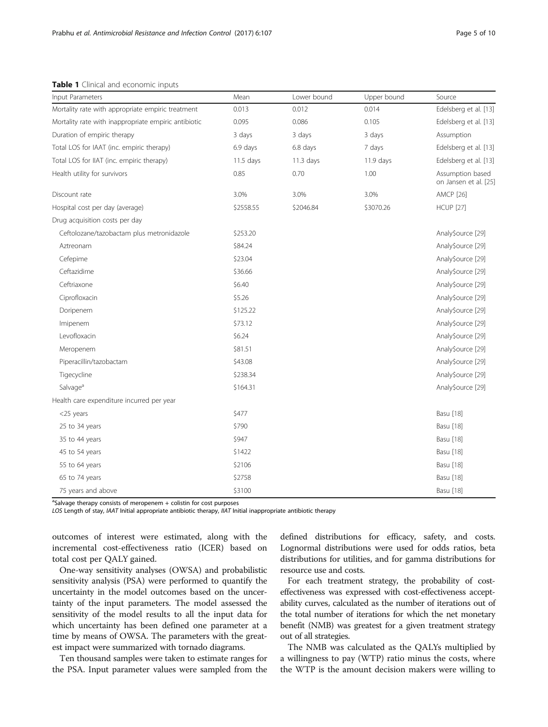**Table 1** Clinical and economic inputs

| Input Parameters | Mean | Lower bound | Upper bound | Source |
|---|---|---|---|---|
| Mortality rate with appropriate empiric treatment | 0.013 | 0.012 | 0.014 | Edelsberg et al. [13] |
| Mortality rate with inappropriate empiric antibiotic | 0.095 | 0.086 | 0.105 | Edelsberg et al. [13] |
| Duration of empiric therapy | 3 days | 3 days | 3 days | Assumption |
| Total LOS for IAAT (inc. empiric therapy) | 6.9 days | 6.8 days | 7 days | Edelsberg et al. [13] |
| Total LOS for IIAT (inc. empiric therapy) | 11.5 days | 11.3 days | 11.9 days | Edelsberg et al. [13] |
| Health utility for survivors | 0.85 | 0.70 | 1.00 | Assumption based on Jansen et al. [25] |
| Discount rate | 3.0% | 3.0% | 3.0% | AMCP [26] |
| Hospital cost per day (average) | $2558.55 | $2046.84 | $3070.26 | HCUP [27] |
| Drug acquisition costs per day | | | | |
| Ceftolozane/tazobactam plus metronidazole | $253.20 | | | Analy$ource [29] |
| Aztreonam | $84.24 | | | Analy$ource [29] |
| Cefepime | $23.04 | | | Analy$ource [29] |
| Ceftazidime | $36.66 | | | Analy$ource [29] |
| Ceftriaxone | $6.40 | | | Analy$ource [29] |
| Ciprofloxacin | $5.26 | | | Analy$ource [29] |
| Doripenem | $125.22 | | | Analy$ource [29] |
| Imipenem | $73.12 | | | Analy$ource [29] |
| Levofloxacin | $6.24 | | | Analy$ource [29] |
| Meropenem | $81.51 | | | Analy$ource [29] |
| Piperacillin/tazobactam | $43.08 | | | Analy$ource [29] |
| Tigecycline | $238.34 | | | Analy$ource [29] |
| Salvage[a] | $164.31 | | | Analy$ource [29] |
| Health care expenditure incurred per year | | | | |
| <25 years | $477 | | | Basu [18] |
| 25 to 34 years | $790 | | | Basu [18] |
| 35 to 44 years | $947 | | | Basu [18] |
| 45 to 54 years | $1422 | | | Basu [18] |
| 55 to 64 years | $2106 | | | Basu [18] |
| 65 to 74 years | $2758 | | | Basu [18] |
| 75 years and above | $3100 | | | Basu [18] |

[a]Salvage therapy consists of meropenem + colistin for cost purposes

*LOS* Length of stay, *IAAT* Initial appropriate antibiotic therapy, *IIAT* Initial inappropriate antibiotic therapy

outcomes of interest were estimated, along with the incremental cost-effectiveness ratio (ICER) based on total cost per QALY gained.

One-way sensitivity analyses (OWSA) and probabilistic sensitivity analysis (PSA) were performed to quantify the uncertainty in the model outcomes based on the uncertainty of the input parameters. The model assessed the sensitivity of the model results to all the input data for which uncertainty has been defined one parameter at a time by means of OWSA. The parameters with the greatest impact were summarized with tornado diagrams.

Ten thousand samples were taken to estimate ranges for the PSA. Input parameter values were sampled from the defined distributions for efficacy, safety, and costs. Lognormal distributions were used for odds ratios, beta distributions for utilities, and for gamma distributions for resource use and costs.

For each treatment strategy, the probability of cost-effectiveness was expressed with cost-effectiveness acceptability curves, calculated as the number of iterations out of the total number of iterations for which the net monetary benefit (NMB) was greatest for a given treatment strategy out of all strategies.

The NMB was calculated as the QALYs multiplied by a willingness to pay (WTP) ratio minus the costs, where the WTP is the amount decision makers were willing to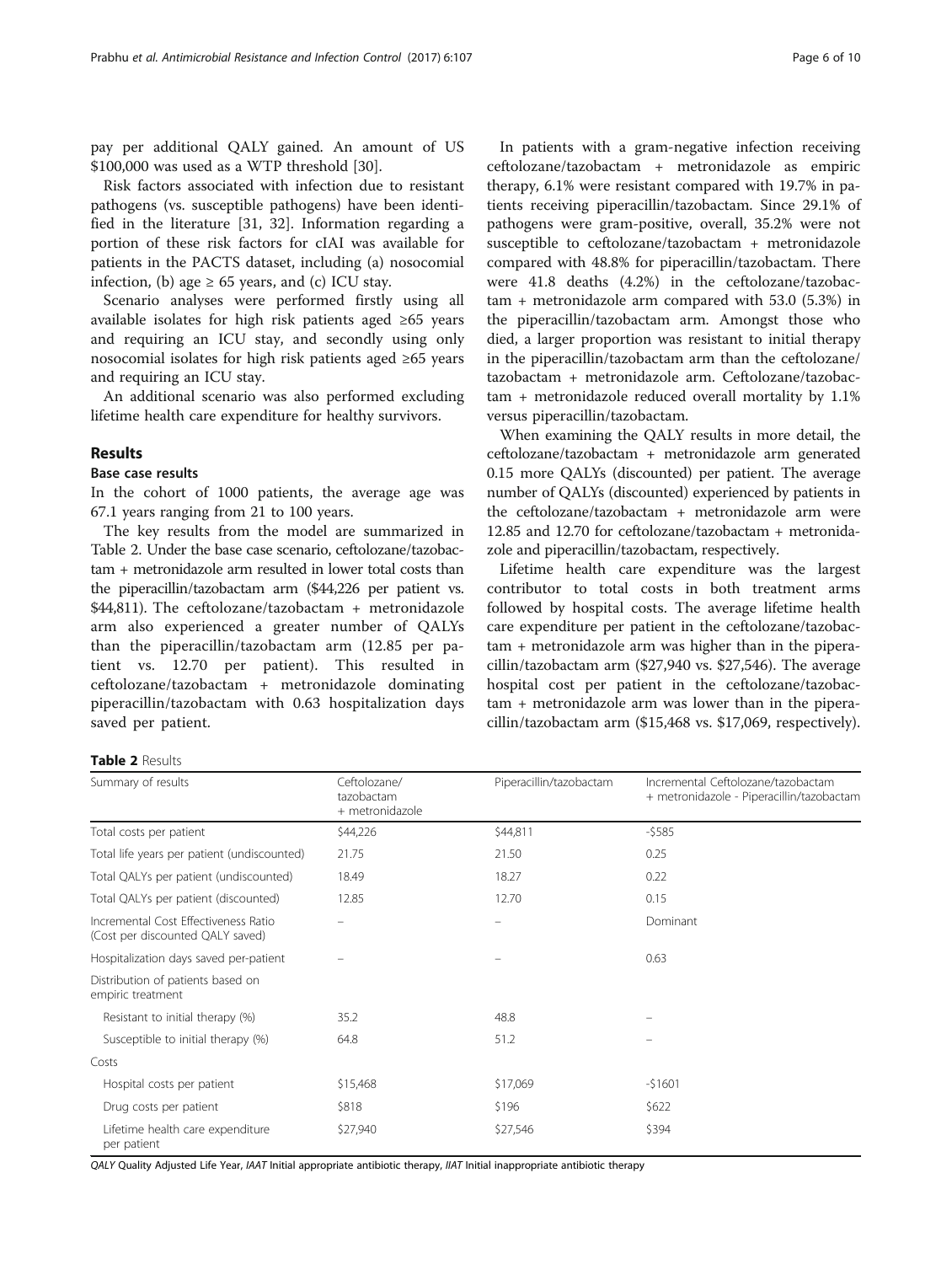pay per additional QALY gained. An amount of US \$100,000 was used as a WTP threshold [30].

Risk factors associated with infection due to resistant pathogens (vs. susceptible pathogens) have been identified in the literature [31, 32]. Information regarding a portion of these risk factors for cIAI was available for patients in the PACTS dataset, including (a) nosocomial infection, (b) age ≥ 65 years, and (c) ICU stay.

Scenario analyses were performed firstly using all available isolates for high risk patients aged ≥65 years and requiring an ICU stay, and secondly using only nosocomial isolates for high risk patients aged ≥65 years and requiring an ICU stay.

An additional scenario was also performed excluding lifetime health care expenditure for healthy survivors.

## Results

### Base case results

In the cohort of 1000 patients, the average age was 67.1 years ranging from 21 to 100 years.

The key results from the model are summarized in Table 2. Under the base case scenario, ceftolozane/tazobactam + metronidazole arm resulted in lower total costs than the piperacillin/tazobactam arm (\$44,226 per patient vs. \$44,811). The ceftolozane/tazobactam + metronidazole arm also experienced a greater number of QALYs than the piperacillin/tazobactam arm (12.85 per patient vs. 12.70 per patient). This resulted in ceftolozane/tazobactam + metronidazole dominating piperacillin/tazobactam with 0.63 hospitalization days saved per patient.

In patients with a gram-negative infection receiving ceftolozane/tazobactam + metronidazole as empiric therapy, 6.1% were resistant compared with 19.7% in patients receiving piperacillin/tazobactam. Since 29.1% of pathogens were gram-positive, overall, 35.2% were not susceptible to ceftolozane/tazobactam + metronidazole compared with 48.8% for piperacillin/tazobactam. There were 41.8 deaths (4.2%) in the ceftolozane/tazobactam + metronidazole arm compared with 53.0 (5.3%) in the piperacillin/tazobactam arm. Amongst those who died, a larger proportion was resistant to initial therapy in the piperacillin/tazobactam arm than the ceftolozane/tazobactam + metronidazole arm. Ceftolozane/tazobactam + metronidazole reduced overall mortality by 1.1% versus piperacillin/tazobactam.

When examining the QALY results in more detail, the ceftolozane/tazobactam + metronidazole arm generated 0.15 more QALYs (discounted) per patient. The average number of QALYs (discounted) experienced by patients in the ceftolozane/tazobactam + metronidazole arm were 12.85 and 12.70 for ceftolozane/tazobactam + metronidazole and piperacillin/tazobactam, respectively.

Lifetime health care expenditure was the largest contributor to total costs in both treatment arms followed by hospital costs. The average lifetime health care expenditure per patient in the ceftolozane/tazobactam + metronidazole arm was higher than in the piperacillin/tazobactam arm (\$27,940 vs. \$27,546). The average hospital cost per patient in the ceftolozane/tazobactam + metronidazole arm was lower than in the piperacillin/tazobactam arm (\$15,468 vs. \$17,069, respectively).

**Table 2** Results

| Summary of results | Ceftolozane/tazobactam + metronidazole | Piperacillin/tazobactam | Incremental Ceftolozane/tazobactam + metronidazole - Piperacillin/tazobactam |
|---|---|---|---|
| Total costs per patient | \$44,226 | \$44,811 | -\$585 |
| Total life years per patient (undiscounted) | 21.75 | 21.50 | 0.25 |
| Total QALYs per patient (undiscounted) | 18.49 | 18.27 | 0.22 |
| Total QALYs per patient (discounted) | 12.85 | 12.70 | 0.15 |
| Incremental Cost Effectiveness Ratio (Cost per discounted QALY saved) | – | – | Dominant |
| Hospitalization days saved per-patient | – | – | 0.63 |
| Distribution of patients based on empiric treatment | | | |
| Resistant to initial therapy (%) | 35.2 | 48.8 | – |
| Susceptible to initial therapy (%) | 64.8 | 51.2 | – |
| Costs | | | |
| Hospital costs per patient | \$15,468 | \$17,069 | -\$1601 |
| Drug costs per patient | \$818 | \$196 | \$622 |
| Lifetime health care expenditure per patient | \$27,940 | \$27,546 | \$394 |

*QALY* Quality Adjusted Life Year, *IAAT* Initial appropriate antibiotic therapy, *IIAT* Initial inappropriate antibiotic therapy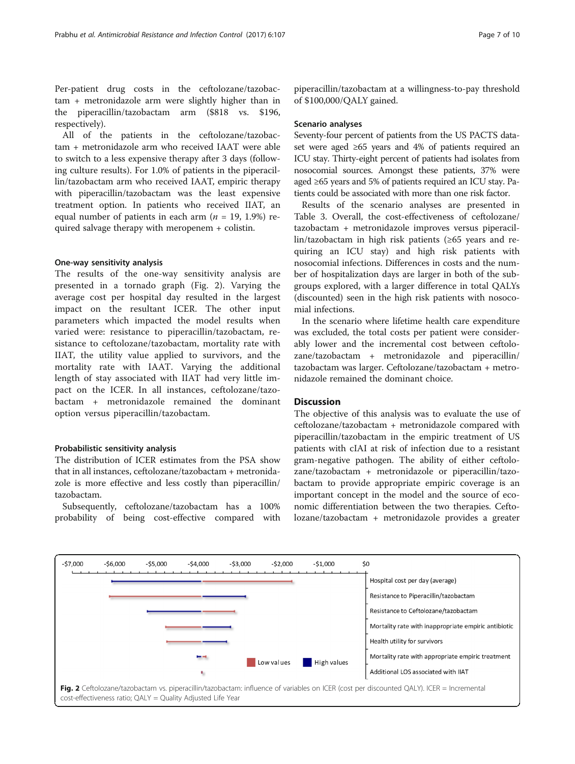Per-patient drug costs in the ceftolozane/tazobactam + metronidazole arm were slightly higher than in the piperacillin/tazobactam arm ($818 vs. $196, respectively).

All of the patients in the ceftolozane/tazobactam + metronidazole arm who received IAAT were able to switch to a less expensive therapy after 3 days (following culture results). For 1.0% of patients in the piperacillin/tazobactam arm who received IAAT, empiric therapy with piperacillin/tazobactam was the least expensive treatment option. In patients who received IIAT, an equal number of patients in each arm ($n$ = 19, 1.9%) required salvage therapy with meropenem + colistin.

### One-way sensitivity analysis

The results of the one-way sensitivity analysis are presented in a tornado graph (Fig. 2). Varying the average cost per hospital day resulted in the largest impact on the resultant ICER. The other input parameters which impacted the model results when varied were: resistance to piperacillin/tazobactam, resistance to ceftolozane/tazobactam, mortality rate with IIAT, the utility value applied to survivors, and the mortality rate with IAAT. Varying the additional length of stay associated with IIAT had very little impact on the ICER. In all instances, ceftolozane/tazobactam + metronidazole remained the dominant option versus piperacillin/tazobactam.

### Probabilistic sensitivity analysis

The distribution of ICER estimates from the PSA show that in all instances, ceftolozane/tazobactam + metronidazole is more effective and less costly than piperacillin/tazobactam.

Subsequently, ceftolozane/tazobactam has a 100% probability of being cost-effective compared with piperacillin/tazobactam at a willingness-to-pay threshold of $100,000/QALY gained.

### Scenario analyses

Seventy-four percent of patients from the US PACTS dataset were aged ≥65 years and 4% of patients required an ICU stay. Thirty-eight percent of patients had isolates from nosocomial sources. Amongst these patients, 37% were aged ≥65 years and 5% of patients required an ICU stay. Patients could be associated with more than one risk factor.

Results of the scenario analyses are presented in Table 3. Overall, the cost-effectiveness of ceftolozane/tazobactam + metronidazole improves versus piperacillin/tazobactam in high risk patients (≥65 years and requiring an ICU stay) and high risk patients with nosocomial infections. Differences in costs and the number of hospitalization days are larger in both of the subgroups explored, with a larger difference in total QALYs (discounted) seen in the high risk patients with nosocomial infections.

In the scenario where lifetime health care expenditure was excluded, the total costs per patient were considerably lower and the incremental cost between ceftolozane/tazobactam + metronidazole and piperacillin/tazobactam was larger. Ceftolozane/tazobactam + metronidazole remained the dominant choice.

## Discussion

The objective of this analysis was to evaluate the use of ceftolozane/tazobactam + metronidazole compared with piperacillin/tazobactam in the empiric treatment of US patients with cIAI at risk of infection due to a resistant gram-negative pathogen. The ability of either ceftolozane/tazobactam + metronidazole or piperacillin/tazobactam to provide appropriate empiric coverage is an important concept in the model and the source of economic differentiation between the two therapies. Ceftolozane/tazobactam + metronidazole provides a greater

**Fig. 2** Ceftolozane/tazobactam vs. piperacillin/tazobactam: influence of variables on ICER (cost per discounted QALY). ICER = Incremental cost-effectiveness ratio; QALY = Quality Adjusted Life Year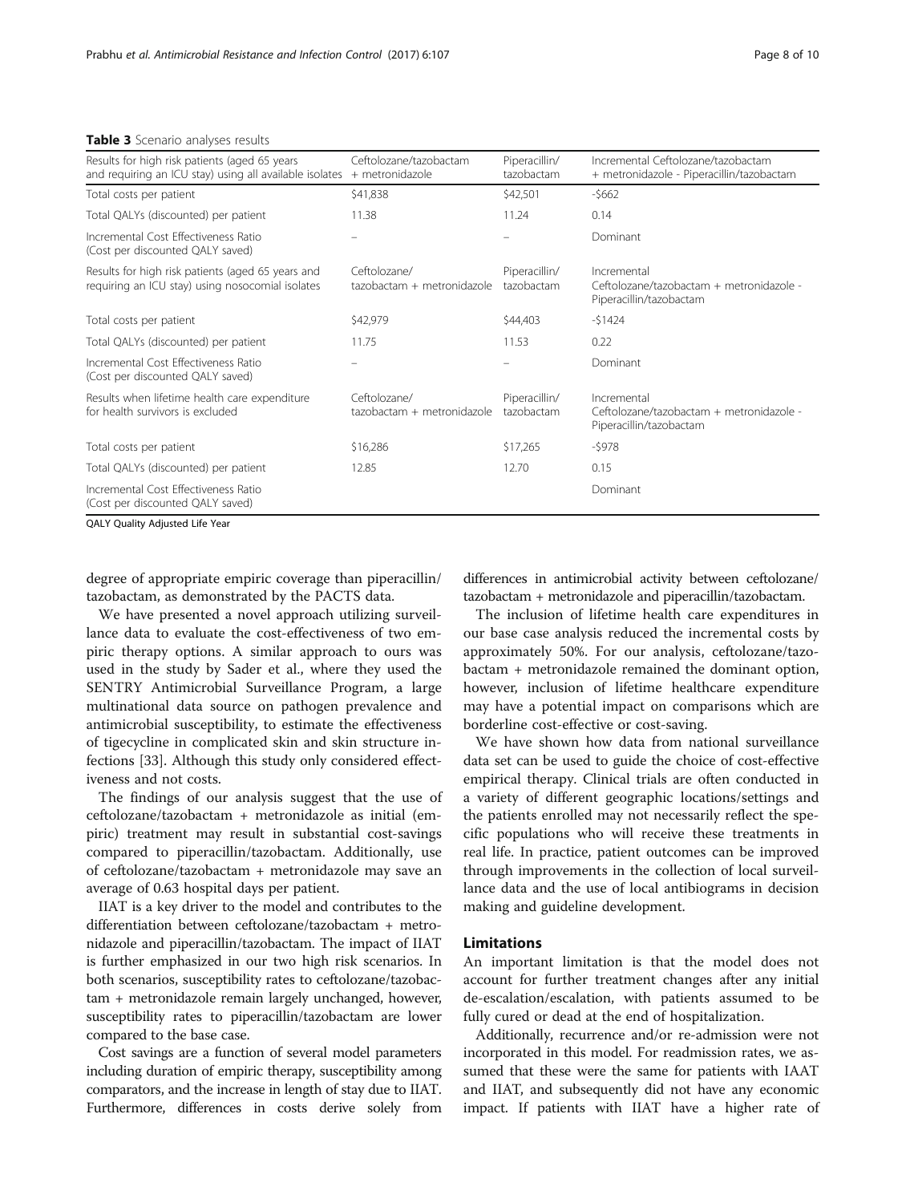**Table 3** Scenario analyses results

| Results for high risk patients (aged 65 years and requiring an ICU stay) using all available isolates | Ceftolozane/tazobactam + metronidazole | Piperacillin/ tazobactam | Incremental Ceftolozane/tazobactam + metronidazole - Piperacillin/tazobactam |
|---|---|---|---|
| Total costs per patient | \$41,838 | \$42,501 | -\$662 |
| Total QALYs (discounted) per patient | 11.38 | 11.24 | 0.14 |
| Incremental Cost Effectiveness Ratio (Cost per discounted QALY saved) | – | – | Dominant |
| Results for high risk patients (aged 65 years and requiring an ICU stay) using nosocomial isolates | Ceftolozane/ tazobactam + metronidazole | Piperacillin/ tazobactam | Incremental Ceftolozane/tazobactam + metronidazole - Piperacillin/tazobactam |
| Total costs per patient | \$42,979 | \$44,403 | -\$1424 |
| Total QALYs (discounted) per patient | 11.75 | 11.53 | 0.22 |
| Incremental Cost Effectiveness Ratio (Cost per discounted QALY saved) | – | – | Dominant |
| Results when lifetime health care expenditure for health survivors is excluded | Ceftolozane/ tazobactam + metronidazole | Piperacillin/ tazobactam | Incremental Ceftolozane/tazobactam + metronidazole - Piperacillin/tazobactam |
| Total costs per patient | \$16,286 | \$17,265 | -\$978 |
| Total QALYs (discounted) per patient | 12.85 | 12.70 | 0.15 |
| Incremental Cost Effectiveness Ratio (Cost per discounted QALY saved) | | | Dominant |

QALY Quality Adjusted Life Year

degree of appropriate empiric coverage than piperacillin/tazobactam, as demonstrated by the PACTS data.

We have presented a novel approach utilizing surveillance data to evaluate the cost-effectiveness of two empiric therapy options. A similar approach to ours was used in the study by Sader et al., where they used the SENTRY Antimicrobial Surveillance Program, a large multinational data source on pathogen prevalence and antimicrobial susceptibility, to estimate the effectiveness of tigecycline in complicated skin and skin structure infections [33]. Although this study only considered effectiveness and not costs.

The findings of our analysis suggest that the use of ceftolozane/tazobactam + metronidazole as initial (empiric) treatment may result in substantial cost-savings compared to piperacillin/tazobactam. Additionally, use of ceftolozane/tazobactam + metronidazole may save an average of 0.63 hospital days per patient.

IIAT is a key driver to the model and contributes to the differentiation between ceftolozane/tazobactam + metronidazole and piperacillin/tazobactam. The impact of IIAT is further emphasized in our two high risk scenarios. In both scenarios, susceptibility rates to ceftolozane/tazobactam + metronidazole remain largely unchanged, however, susceptibility rates to piperacillin/tazobactam are lower compared to the base case.

Cost savings are a function of several model parameters including duration of empiric therapy, susceptibility among comparators, and the increase in length of stay due to IIAT. Furthermore, differences in costs derive solely from differences in antimicrobial activity between ceftolozane/tazobactam + metronidazole and piperacillin/tazobactam.

The inclusion of lifetime health care expenditures in our base case analysis reduced the incremental costs by approximately 50%. For our analysis, ceftolozane/tazobactam + metronidazole remained the dominant option, however, inclusion of lifetime healthcare expenditure may have a potential impact on comparisons which are borderline cost-effective or cost-saving.

We have shown how data from national surveillance data set can be used to guide the choice of cost-effective empirical therapy. Clinical trials are often conducted in a variety of different geographic locations/settings and the patients enrolled may not necessarily reflect the specific populations who will receive these treatments in real life. In practice, patient outcomes can be improved through improvements in the collection of local surveillance data and the use of local antibiograms in decision making and guideline development.

## Limitations

An important limitation is that the model does not account for further treatment changes after any initial de-escalation/escalation, with patients assumed to be fully cured or dead at the end of hospitalization.

Additionally, recurrence and/or re-admission were not incorporated in this model. For readmission rates, we assumed that these were the same for patients with IAAT and IIAT, and subsequently did not have any economic impact. If patients with IIAT have a higher rate of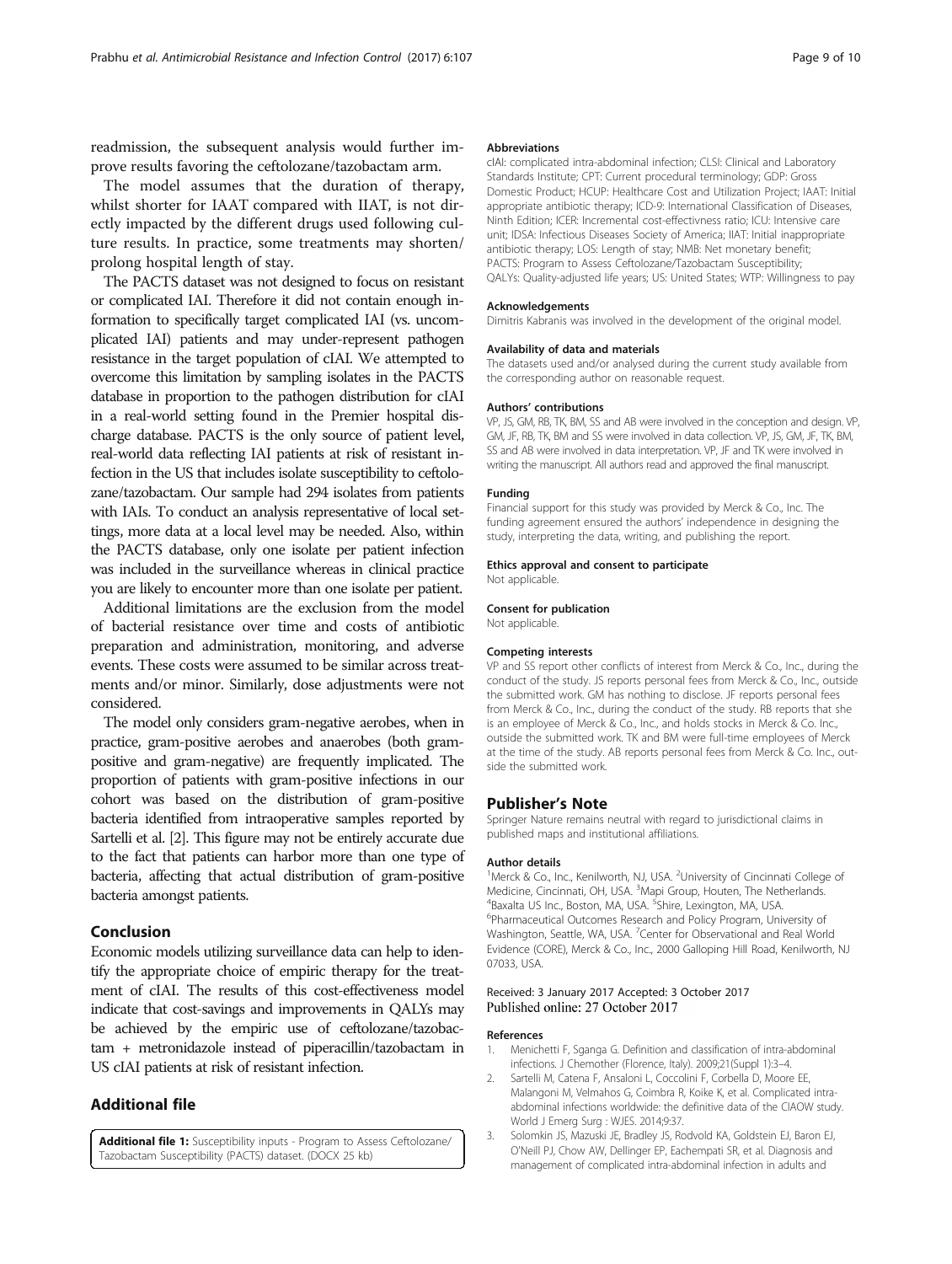readmission, the subsequent analysis would further improve results favoring the ceftolozane/tazobactam arm.

The model assumes that the duration of therapy, whilst shorter for IAAT compared with IIAT, is not directly impacted by the different drugs used following culture results. In practice, some treatments may shorten/prolong hospital length of stay.

The PACTS dataset was not designed to focus on resistant or complicated IAI. Therefore it did not contain enough information to specifically target complicated IAI (vs. uncomplicated IAI) patients and may under-represent pathogen resistance in the target population of cIAI. We attempted to overcome this limitation by sampling isolates in the PACTS database in proportion to the pathogen distribution for cIAI in a real-world setting found in the Premier hospital discharge database. PACTS is the only source of patient level, real-world data reflecting IAI patients at risk of resistant infection in the US that includes isolate susceptibility to ceftolozane/tazobactam. Our sample had 294 isolates from patients with IAIs. To conduct an analysis representative of local settings, more data at a local level may be needed. Also, within the PACTS database, only one isolate per patient infection was included in the surveillance whereas in clinical practice you are likely to encounter more than one isolate per patient.

Additional limitations are the exclusion from the model of bacterial resistance over time and costs of antibiotic preparation and administration, monitoring, and adverse events. These costs were assumed to be similar across treatments and/or minor. Similarly, dose adjustments were not considered.

The model only considers gram-negative aerobes, when in practice, gram-positive aerobes and anaerobes (both gram-positive and gram-negative) are frequently implicated. The proportion of patients with gram-positive infections in our cohort was based on the distribution of gram-positive bacteria identified from intraoperative samples reported by Sartelli et al. [2]. This figure may not be entirely accurate due to the fact that patients can harbor more than one type of bacteria, affecting that actual distribution of gram-positive bacteria amongst patients.

## Conclusion

Economic models utilizing surveillance data can help to identify the appropriate choice of empiric therapy for the treatment of cIAI. The results of this cost-effectiveness model indicate that cost-savings and improvements in QALYs may be achieved by the empiric use of ceftolozane/tazobactam + metronidazole instead of piperacillin/tazobactam in US cIAI patients at risk of resistant infection.

## Additional file

**Additional file 1:** Susceptibility inputs - Program to Assess Ceftolozane/Tazobactam Susceptibility (PACTS) dataset. (DOCX 25 kb)

#### Abbreviations

cIAI: complicated intra-abdominal infection; CLSI: Clinical and Laboratory Standards Institute; CPT: Current procedural terminology; GDP: Gross Domestic Product; HCUP: Healthcare Cost and Utilization Project; IAAT: Initial appropriate antibiotic therapy; ICD-9: International Classification of Diseases, Ninth Edition; ICER: Incremental cost-effectivness ratio; ICU: Intensive care unit; IDSA: Infectious Diseases Society of America; IIAT: Initial inappropriate antibiotic therapy; LOS: Length of stay; NMB: Net monetary benefit; PACTS: Program to Assess Ceftolozane/Tazobactam Susceptibility; QALYs: Quality-adjusted life years; US: United States; WTP: Willingness to pay

#### Acknowledgements

Dimitris Kabranis was involved in the development of the original model.

#### Availability of data and materials

The datasets used and/or analysed during the current study available from the corresponding author on reasonable request.

#### Authors' contributions

VP, JS, GM, RB, TK, BM, SS and AB were involved in the conception and design. VP, GM, JF, RB, TK, BM and SS were involved in data collection. VP, JS, GM, JF, TK, BM, SS and AB were involved in data interpretation. VP, JF and TK were involved in writing the manuscript. All authors read and approved the final manuscript.

#### Funding

Financial support for this study was provided by Merck & Co., Inc. The funding agreement ensured the authors' independence in designing the study, interpreting the data, writing, and publishing the report.

#### Ethics approval and consent to participate

Not applicable.

#### Consent for publication

Not applicable.

#### Competing interests

VP and SS report other conflicts of interest from Merck & Co., Inc., during the conduct of the study. JS reports personal fees from Merck & Co., Inc., outside the submitted work. GM has nothing to disclose. JF reports personal fees from Merck & Co., Inc., during the conduct of the study. RB reports that she is an employee of Merck & Co., Inc., and holds stocks in Merck & Co. Inc., outside the submitted work. TK and BM were full-time employees of Merck at the time of the study. AB reports personal fees from Merck & Co. Inc., outside the submitted work.

## Publisher's Note

Springer Nature remains neutral with regard to jurisdictional claims in published maps and institutional affiliations.

#### Author details

[1]Merck & Co., Inc., Kenilworth, NJ, USA. [2]University of Cincinnati College of Medicine, Cincinnati, OH, USA. [3]Mapi Group, Houten, The Netherlands. [4]Baxalta US Inc., Boston, MA, USA. [5]Shire, Lexington, MA, USA. [6]Pharmaceutical Outcomes Research and Policy Program, University of Washington, Seattle, WA, USA. [7]Center for Observational and Real World Evidence (CORE), Merck & Co., Inc., 2000 Galloping Hill Road, Kenilworth, NJ 07033, USA.

Received: 3 January 2017 Accepted: 3 October 2017
Published online: 27 October 2017

#### References

1. Menichetti F, Sganga G. Definition and classification of intra-abdominal infections. J Chemother (Florence, Italy). 2009;21(Suppl 1):3–4.
2. Sartelli M, Catena F, Ansaloni L, Coccolini F, Corbella D, Moore EE, Malangoni M, Velmahos G, Coimbra R, Koike K, et al. Complicated intra-abdominal infections worldwide: the definitive data of the CIAOW study. World J Emerg Surg : WJES. 2014;9:37.
3. Solomkin JS, Mazuski JE, Bradley JS, Rodvold KA, Goldstein EJ, Baron EJ, O'Neill PJ, Chow AW, Dellinger EP, Eachempati SR, et al. Diagnosis and management of complicated intra-abdominal infection in adults and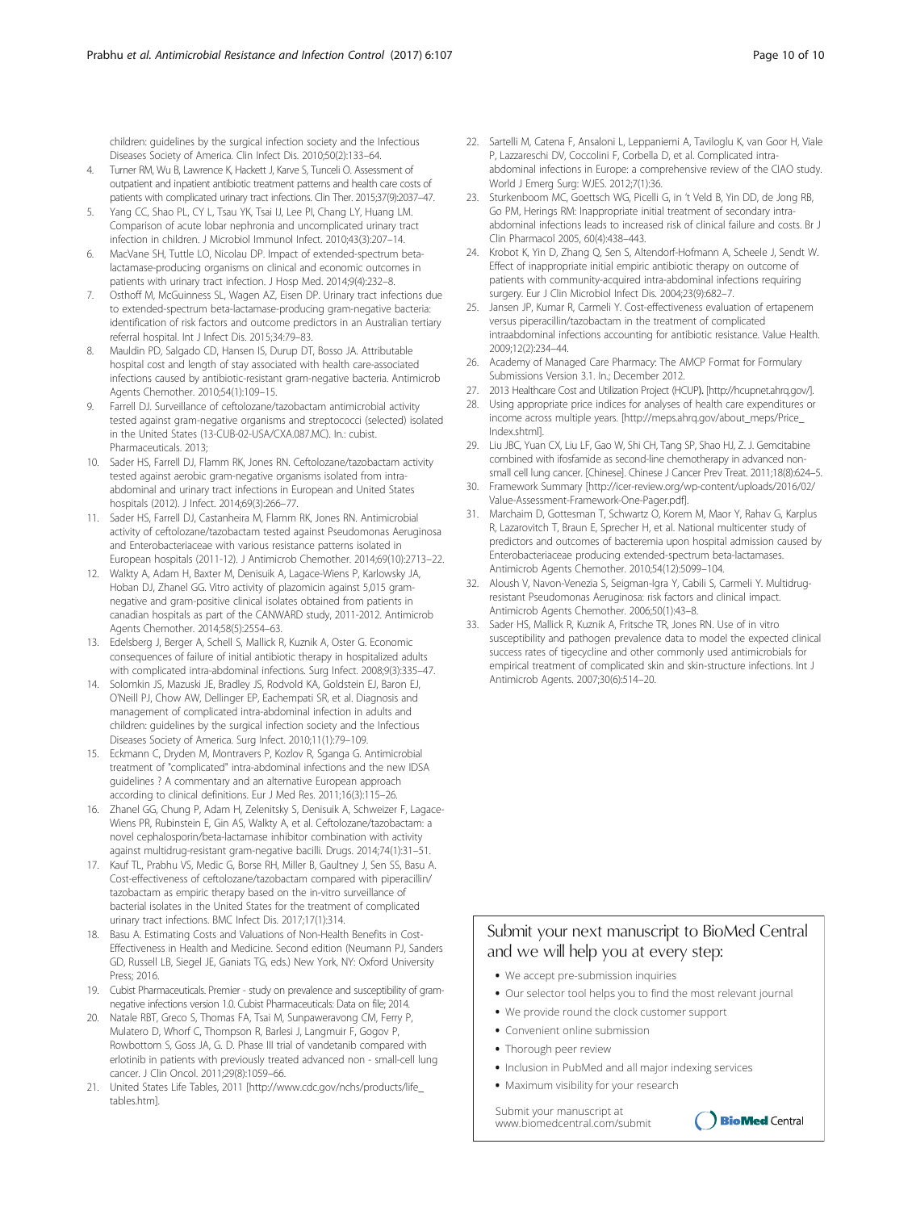children: guidelines by the surgical infection society and the Infectious Diseases Society of America. Clin Infect Dis. 2010;50(2):133–64.

4. Turner RM, Wu B, Lawrence K, Hackett J, Karve S, Tunceli O. Assessment of outpatient and inpatient antibiotic treatment patterns and health care costs of patients with complicated urinary tract infections. Clin Ther. 2015;37(9):2037–47.
5. Yang CC, Shao PL, CY L, Tsau YK, Tsai IJ, Lee PI, Chang LY, Huang LM. Comparison of acute lobar nephronia and uncomplicated urinary tract infection in children. J Microbiol Immunol Infect. 2010;43(3):207–14.
6. MacVane SH, Tuttle LO, Nicolau DP. Impact of extended-spectrum beta-lactamase-producing organisms on clinical and economic outcomes in patients with urinary tract infection. J Hosp Med. 2014;9(4):232–8.
7. Osthoff M, McGuinness SL, Wagen AZ, Eisen DP. Urinary tract infections due to extended-spectrum beta-lactamase-producing gram-negative bacteria: identification of risk factors and outcome predictors in an Australian tertiary referral hospital. Int J Infect Dis. 2015;34:79–83.
8. Mauldin PD, Salgado CD, Hansen IS, Durup DT, Bosso JA. Attributable hospital cost and length of stay associated with health care-associated infections caused by antibiotic-resistant gram-negative bacteria. Antimicrob Agents Chemother. 2010;54(1):109–15.
9. Farrell DJ. Surveillance of ceftolozane/tazobactam antimicrobial activity tested against gram-negative organisms and streptococci (selected) isolated in the United States (13-CUB-02-USA/CXA.087.MC). In.: cubist. Pharmaceuticals. 2013;
10. Sader HS, Farrell DJ, Flamm RK, Jones RN. Ceftolozane/tazobactam activity tested against aerobic gram-negative organisms isolated from intra-abdominal and urinary tract infections in European and United States hospitals (2012). J Infect. 2014;69(3):266–77.
11. Sader HS, Farrell DJ, Castanheira M, Flamm RK, Jones RN. Antimicrobial activity of ceftolozane/tazobactam tested against Pseudomonas Aeruginosa and Enterobacteriaceae with various resistance patterns isolated in European hospitals (2011-12). J Antimicrob Chemother. 2014;69(10):2713–22.
12. Walkty A, Adam H, Baxter M, Denisuik A, Lagace-Wiens P, Karlowsky JA, Hoban DJ, Zhanel GG. Vitro activity of plazomicin against 5,015 gram-negative and gram-positive clinical isolates obtained from patients in canadian hospitals as part of the CANWARD study, 2011-2012. Antimicrob Agents Chemother. 2014;58(5):2554–63.
13. Edelsberg J, Berger A, Schell S, Mallick R, Kuznik A, Oster G. Economic consequences of failure of initial antibiotic therapy in hospitalized adults with complicated intra-abdominal infections. Surg Infect. 2008;9(3):335–47.
14. Solomkin JS, Mazuski JE, Bradley JS, Rodvold KA, Goldstein EJ, Baron EJ, O'Neill PJ, Chow AW, Dellinger EP, Eachempati SR, et al. Diagnosis and management of complicated intra-abdominal infection in adults and children: guidelines by the surgical infection society and the Infectious Diseases Society of America. Surg Infect. 2010;11(1):79–109.
15. Eckmann C, Dryden M, Montravers P, Kozlov R, Sganga G. Antimicrobial treatment of "complicated" intra-abdominal infections and the new IDSA guidelines ? A commentary and an alternative European approach according to clinical definitions. Eur J Med Res. 2011;16(3):115–26.
16. Zhanel GG, Chung P, Adam H, Zelenitsky S, Denisuik A, Schweizer F, Lagace-Wiens PR, Rubinstein E, Gin AS, Walkty A, et al. Ceftolozane/tazobactam: a novel cephalosporin/beta-lactamase inhibitor combination with activity against multidrug-resistant gram-negative bacilli. Drugs. 2014;74(1):31–51.
17. Kauf TL, Prabhu VS, Medic G, Borse RH, Miller B, Gaultney J, Sen SS, Basu A. Cost-effectiveness of ceftolozane/tazobactam compared with piperacillin/tazobactam as empiric therapy based on the in-vitro surveillance of bacterial isolates in the United States for the treatment of complicated urinary tract infections. BMC Infect Dis. 2017;17(1):314.
18. Basu A. Estimating Costs and Valuations of Non-Health Benefits in Cost-Effectiveness in Health and Medicine. Second edition (Neumann PJ, Sanders GD, Russell LB, Siegel JE, Ganiats TG, eds.) New York, NY: Oxford University Press; 2016.
19. Cubist Pharmaceuticals. Premier - study on prevalence and susceptibility of gram-negative infections version 1.0. Cubist Pharmaceuticals: Data on file; 2014.
20. Natale RBT, Greco S, Thomas FA, Tsai M, Sunpaweravong CM, Ferry P, Mulatero D, Whorf C, Thompson R, Barlesi J, Langmuir F, Gogov P, Rowbottom S, Goss JA, G. D. Phase III trial of vandetanib compared with erlotinib in patients with previously treated advanced non - small-cell lung cancer. J Clin Oncol. 2011;29(8):1059–66.
21. United States Life Tables, 2011 [http://www.cdc.gov/nchs/products/life_tables.htm].
22. Sartelli M, Catena F, Ansaloni L, Leppaniemi A, Taviloglu K, van Goor H, Viale P, Lazzareschi DV, Coccolini F, Corbella D, et al. Complicated intra-abdominal infections in Europe: a comprehensive review of the CIAO study. World J Emerg Surg: WJES. 2012;7(1):36.
23. Sturkenboom MC, Goettsch WG, Picelli G, in 't Veld B, Yin DD, de Jong RB, Go PM, Herings RM: Inappropriate initial treatment of secondary intra-abdominal infections leads to increased risk of clinical failure and costs. Br J Clin Pharmacol 2005, 60(4):438–443.
24. Krobot K, Yin D, Zhang Q, Sen S, Altendorf-Hofmann A, Scheele J, Sendt W. Effect of inappropriate initial empiric antibiotic therapy on outcome of patients with community-acquired intra-abdominal infections requiring surgery. Eur J Clin Microbiol Infect Dis. 2004;23(9):682–7.
25. Jansen JP, Kumar R, Carmeli Y. Cost-effectiveness evaluation of ertapenem versus piperacillin/tazobactam in the treatment of complicated intraabdominal infections accounting for antibiotic resistance. Value Health. 2009;12(2):234–44.
26. Academy of Managed Care Pharmacy: The AMCP Format for Formulary Submissions Version 3.1. In.; December 2012.
27. 2013 Healthcare Cost and Utilization Project (HCUP). [http://hcupnet.ahrq.gov/].
28. Using appropriate price indices for analyses of health care expenditures or income across multiple years. [http://meps.ahrq.gov/about_meps/Price_Index.shtml].
29. Liu JBC, Yuan CX, Liu LF, Gao W, Shi CH, Tang SP, Shao HJ, Z. J. Gemcitabine combined with ifosfamide as second-line chemotherapy in advanced non-small cell lung cancer. [Chinese]. Chinese J Cancer Prev Treat. 2011;18(8):624–5.
30. Framework Summary [http://icer-review.org/wp-content/uploads/2016/02/Value-Assessment-Framework-One-Pager.pdf].
31. Marchaim D, Gottesman T, Schwartz O, Korem M, Maor Y, Rahav G, Karplus R, Lazarovitch T, Braun E, Sprecher H, et al. National multicenter study of predictors and outcomes of bacteremia upon hospital admission caused by Enterobacteriaceae producing extended-spectrum beta-lactamases. Antimicrob Agents Chemother. 2010;54(12):5099–104.
32. Aloush V, Navon-Venezia S, Seigman-Igra Y, Cabili S, Carmeli Y. Multidrug-resistant Pseudomonas Aeruginosa: risk factors and clinical impact. Antimicrob Agents Chemother. 2006;50(1):43–8.
33. Sader HS, Mallick R, Kuznik A, Fritsche TR, Jones RN. Use of in vitro susceptibility and pathogen prevalence data to model the expected clinical success rates of tigecycline and other commonly used antimicrobials for empirical treatment of complicated skin and skin-structure infections. Int J Antimicrob Agents. 2007;30(6):514–20.

Submit your next manuscript to BioMed Central and we will help you at every step:

- We accept pre-submission inquiries
- Our selector tool helps you to find the most relevant journal
- We provide round the clock customer support
- Convenient online submission
- Thorough peer review
- Inclusion in PubMed and all major indexing services
- Maximum visibility for your research

Submit your manuscript at www.biomedcentral.com/submit

BioMed Central